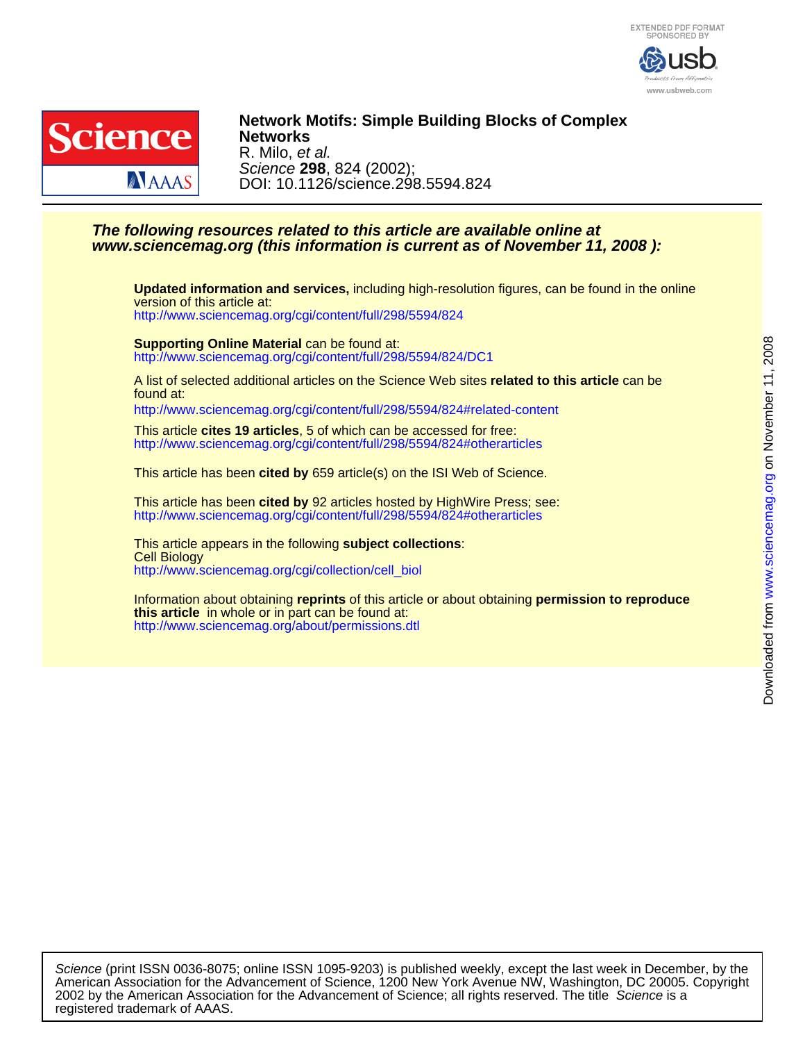# Network Motifs: Simple Building Blocks of Complex Networks

R. Milo, *et al.*

*Science* **298**, 824 (2002);

DOI: 10.1126/science.298.5594.824

***The following resources related to this article are available online at www.sciencemag.org (this information is current as of November 11, 2008 ):***

**Updated information and services,** including high-resolution figures, can be found in the online version of this article at:
http://www.sciencemag.org/cgi/content/full/298/5594/824

**Supporting Online Material** can be found at:
http://www.sciencemag.org/cgi/content/full/298/5594/824/DC1

A list of selected additional articles on the Science Web sites **related to this article** can be found at:
http://www.sciencemag.org/cgi/content/full/298/5594/824#related-content

This article **cites 19 articles**, 5 of which can be accessed for free:
http://www.sciencemag.org/cgi/content/full/298/5594/824#otherarticles

This article has been **cited by** 659 article(s) on the ISI Web of Science.

This article has been **cited by** 92 articles hosted by HighWire Press; see:
http://www.sciencemag.org/cgi/content/full/298/5594/824#otherarticles

This article appears in the following **subject collections**:
Cell Biology
http://www.sciencemag.org/cgi/collection/cell_biol

Information about obtaining **reprints** of this article or about obtaining **permission to reproduce this article** in whole or in part can be found at:
http://www.sciencemag.org/about/permissions.dtl

*Science* (print ISSN 0036-8075; online ISSN 1095-9203) is published weekly, except the last week in December, by the American Association for the Advancement of Science, 1200 New York Avenue NW, Washington, DC 20005. Copyright 2002 by the American Association for the Advancement of Science; all rights reserved. The title *Science* is a registered trademark of AAAS.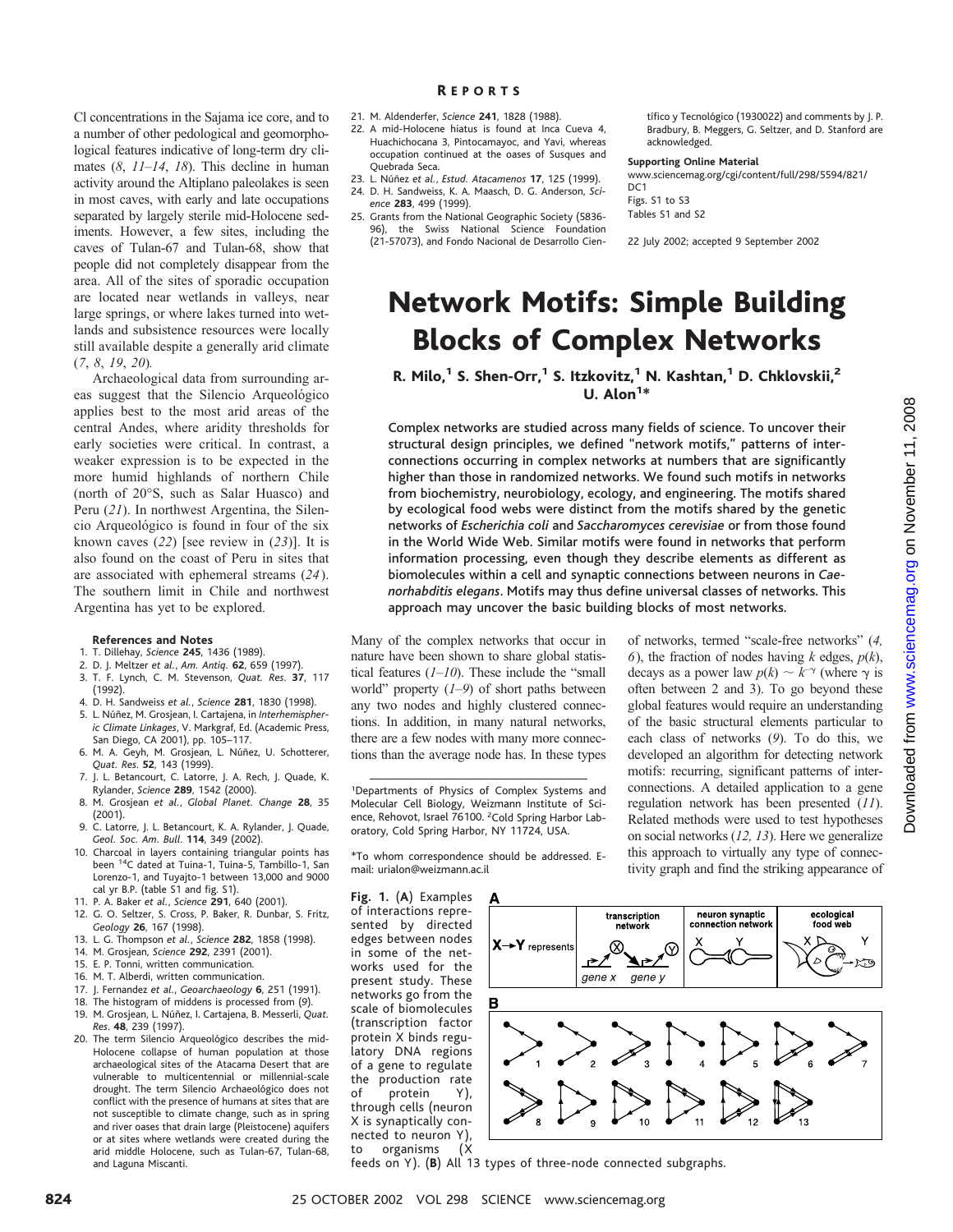Cl concentrations in the Sajama ice core, and to a number of other pedological and geomorphological features indicative of long-term dry climates (*8*, *11–14*, *18*). This decline in human activity around the Altiplano paleolakes is seen in most caves, with early and late occupations separated by largely sterile mid-Holocene sediments. However, a few sites, including the caves of Tulan-67 and Tulan-68, show that people did not completely disappear from the area. All of the sites of sporadic occupation are located near wetlands in valleys, near large springs, or where lakes turned into wetlands and subsistence resources were locally still available despite a generally arid climate (*7*, *8*, *19*, *20*).

Archaeological data from surrounding areas suggest that the Silencio Arqueológico applies best to the most arid areas of the central Andes, where aridity thresholds for early societies were critical. In contrast, a weaker expression is to be expected in the more humid highlands of northern Chile (north of 20°S, such as Salar Huasco) and Peru (*21*). In northwest Argentina, the Silencio Arqueológico is found in four of the six known caves (*22*) [see review in (*23*)]. It is also found on the coast of Peru in sites that are associated with ephemeral streams (*24*). The southern limit in Chile and northwest Argentina has yet to be explored.

**References and Notes**

1. T. Dillehay, *Science* **245**, 1436 (1989).
2. D. J. Meltzer *et al.*, *Am. Antiq.* **62**, 659 (1997).
3. T. F. Lynch, C. M. Stevenson, *Quat. Res.* **37**, 117 (1992).
4. D. H. Sandweiss *et al.*, *Science* **281**, 1830 (1998).
5. L. Núñez, M. Grosjean, I. Cartajena, in *Interhemispheric Climate Linkages*, V. Markgraf, Ed. (Academic Press, San Diego, CA 2001), pp. 105–117.
6. M. A. Geyh, M. Grosjean, L. Núñez, U. Schotterer, *Quat. Res.* **52**, 143 (1999).
7. J. L. Betancourt, C. Latorre, J. A. Rech, J. Quade, K. Rylander, *Science* **289**, 1542 (2000).
8. M. Grosjean *et al.*, *Global Planet. Change* **28**, 35 (2001).
9. C. Latorre, J. L. Betancourt, K. A. Rylander, J. Quade, *Geol. Soc. Am. Bull.* **114**, 349 (2002).
10. Charcoal in layers containing triangular points has been $^{14}$C dated at Tuina-1, Tuina-5, Tambillo-1, San Lorenzo-1, and Tuyajto-1 between 13,000 and 9000 cal yr B.P. (table S1 and fig. S1).
11. P. A. Baker *et al.*, *Science* **291**, 640 (2001).
12. G. O. Seltzer, S. Cross, P. Baker, R. Dunbar, S. Fritz, *Geology* **26**, 167 (1998).
13. L. G. Thompson *et al.*, *Science* **282**, 1858 (1998).
14. M. Grosjean, *Science* **292**, 2391 (2001).
15. E. P. Tonni, written communication.
16. M. T. Alberdi, written communication.
17. J. Fernandez *et al.*, *Geoarchaeology* **6**, 251 (1991).
18. The histogram of middens is processed from (*9*).
19. M. Grosjean, L. Núñez, I. Cartajena, B. Messerli, *Quat. Res.* **48**, 239 (1997).
20. The term Silencio Arqueológico describes the mid-Holocene collapse of human population at those archaeological sites of the Atacama Desert that are vulnerable to multicentennial or millennial-scale drought. The term Silencio Arqueológico does not conflict with the presence of humans at sites that are not susceptible to climate change, such as in spring and river oases that drain large (Pleistocene) aquifers or at sites where wetlands were created during the arid middle Holocene, such as Tulan-67, Tulan-68, and Laguna Miscanti.
21. M. Aldenderfer, *Science* **241**, 1828 (1988).
22. A mid-Holocene hiatus is found at Inca Cueva 4, Huachichocana 3, Pintocamayoc, and Yavi, whereas occupation continued at the oases of Susques and Quebrada Seca.
23. L. Núñez *et al.*, *Estud. Atacamenos* **17**, 125 (1999).
24. D. H. Sandweiss, K. A. Maasch, D. G. Anderson, *Science* **283**, 499 (1999).
25. Grants from the National Geographic Society (5836-96), the Swiss National Science Foundation (21-57073), and Fondo Nacional de Desarrollo Científico y Tecnológico (1930022) and comments by J. P. Bradbury, B. Meggers, G. Seltzer, and D. Stanford are acknowledged.

**Supporting Online Material**
www.sciencemag.org/cgi/content/full/298/5594/821/DC1
Figs. S1 to S3
Tables S1 and S2

22 July 2002; accepted 9 September 2002

# Network Motifs: Simple Building Blocks of Complex Networks

**R. Milo,[1] S. Shen-Orr,[1] S. Itzkovitz,[1] N. Kashtan,[1] D. Chklovskii,[2] U. Alon[1]***

**Complex networks are studied across many fields of science. To uncover their structural design principles, we defined "network motifs," patterns of interconnections occurring in complex networks at numbers that are significantly higher than those in randomized networks. We found such motifs in networks from biochemistry, neurobiology, ecology, and engineering. The motifs shared by ecological food webs were distinct from the motifs shared by the genetic networks of *Escherichia coli* and *Saccharomyces cerevisiae* or from those found in the World Wide Web. Similar motifs were found in networks that perform information processing, even though they describe elements as different as biomolecules within a cell and synaptic connections between neurons in *Caenorhabditis elegans*. Motifs may thus define universal classes of networks. This approach may uncover the basic building blocks of most networks.**

Many of the complex networks that occur in nature have been shown to share global statistical features (*1–10*). These include the "small world" property (*1–9*) of short paths between any two nodes and highly clustered connections. In addition, in many natural networks, there are a few nodes with many more connections than the average node has. In these types of networks, termed "scale-free networks" (*4*, *6*), the fraction of nodes having $k$ edges, $p(k)$, decays as a power law $p(k) \sim k^{-\gamma}$ (where $\gamma$ is often between 2 and 3). To go beyond these global features would require an understanding of the basic structural elements particular to each class of networks (*9*). To do this, we developed an algorithm for detecting network motifs: recurring, significant patterns of interconnections. A detailed application to a gene regulation network has been presented (*11*). Related methods were used to test hypotheses on social networks (*12, 13*). Here we generalize this approach to virtually any type of connectivity graph and find the striking appearance of

[1]Departments of Physics of Complex Systems and Molecular Cell Biology, Weizmann Institute of Science, Rehovot, Israel 76100. [2]Cold Spring Harbor Laboratory, Cold Spring Harbor, NY 11724, USA.

*To whom correspondence should be addressed. E-mail: urialon@weizmann.ac.il

**Fig. 1.** (**A**) Examples of interactions represented by directed edges between nodes in some of the networks used for the present study. These networks go from the scale of biomolecules (transcription factor protein X binds regulatory DNA regions of a gene to regulate the production rate of protein Y), through cells (neuron X is synaptically connected to neuron Y), to organisms (X feeds on Y). (**B**) All 13 types of three-node connected subgraphs.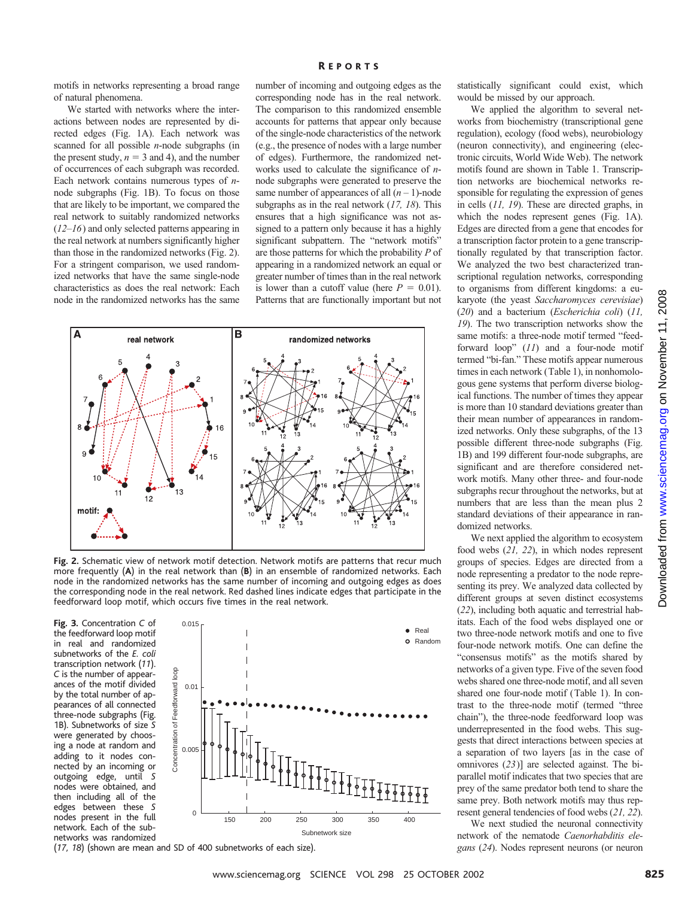motifs in networks representing a broad range of natural phenomena.

We started with networks where the interactions between nodes are represented by directed edges (Fig. 1A). Each network was scanned for all possible *n*-node subgraphs (in the present study, $n = 3$ and 4), and the number of occurrences of each subgraph was recorded. Each network contains numerous types of *n*-node subgraphs (Fig. 1B). To focus on those that are likely to be important, we compared the real network to suitably randomized networks (*12–16*) and only selected patterns appearing in the real network at numbers significantly higher than those in the randomized networks (Fig. 2). For a stringent comparison, we used randomized networks that have the same single-node characteristics as does the real network: Each node in the randomized networks has the same number of incoming and outgoing edges as the corresponding node has in the real network. The comparison to this randomized ensemble accounts for patterns that appear only because of the single-node characteristics of the network (e.g., the presence of nodes with a large number of edges). Furthermore, the randomized networks used to calculate the significance of *n*-node subgraphs were generated to preserve the same number of appearances of all $(n - 1)$-node subgraphs as in the real network (*17, 18*). This ensures that a high significance was not assigned to a pattern only because it has a highly significant subpattern. The "network motifs" are those patterns for which the probability *P* of appearing in a randomized network an equal or greater number of times than in the real network is lower than a cutoff value (here $P = 0.01$). Patterns that are functionally important but not statistically significant could exist, which would be missed by our approach.

We applied the algorithm to several networks from biochemistry (transcriptional gene regulation), ecology (food webs), neurobiology (neuron connectivity), and engineering (electronic circuits, World Wide Web). The network motifs found are shown in Table 1. Transcription networks are biochemical networks responsible for regulating the expression of genes in cells (*11, 19*). These are directed graphs, in which the nodes represent genes (Fig. 1A). Edges are directed from a gene that encodes for a transcription factor protein to a gene transcriptionally regulated by that transcription factor. We analyzed the two best characterized transcriptional regulation networks, corresponding to organisms from different kingdoms: a eukaryote (the yeast *Saccharomyces cerevisiae*) (*20*) and a bacterium (*Escherichia coli*) (*11, 19*). The two transcription networks show the same motifs: a three-node motif termed "feed-forward loop" (*11*) and a four-node motif termed "bi-fan." These motifs appear numerous times in each network (Table 1), in nonhomologous gene systems that perform diverse biological functions. The number of times they appear is more than 10 standard deviations greater than their mean number of appearances in randomized networks. Only these subgraphs, of the 13 possible different three-node subgraphs (Fig. 1B) and 199 different four-node subgraphs, are significant and are therefore considered network motifs. Many other three- and four-node subgraphs recur throughout the networks, but at numbers that are less than the mean plus 2 standard deviations of their appearance in randomized networks.

We next applied the algorithm to ecosystem food webs (*21, 22*), in which nodes represent groups of species. Edges are directed from a node representing a predator to the node representing its prey. We analyzed data collected by different groups at seven distinct ecosystems (*22*), including both aquatic and terrestrial habitats. Each of the food webs displayed one or two three-node network motifs and one to five four-node network motifs. One can define the "consensus motifs" as the motifs shared by networks of a given type. Five of the seven food webs shared one three-node motif, and all seven shared one four-node motif (Table 1). In contrast to the three-node motif (termed "three chain"), the three-node feedforward loop was underrepresented in the food webs. This suggests that direct interactions between species at a separation of two layers [as in the case of omnivores (*23*)] are selected against. The bi-parallel motif indicates that two species that are prey of the same predator both tend to share the same prey. Both network motifs may thus represent general tendencies of food webs (*21, 22*).

We next studied the neuronal connectivity network of the nematode *Caenorhabditis elegans* (*24*). Nodes represent neurons (or neuron

**Fig. 2.** Schematic view of network motif detection. Network motifs are patterns that recur much more frequently (**A**) in the real network than (**B**) in an ensemble of randomized networks. Each node in the randomized networks has the same number of incoming and outgoing edges as does the corresponding node in the real network. Red dashed lines indicate edges that participate in the feedforward loop motif, which occurs five times in the real network.

**Fig. 3.** Concentration *C* of the feedforward loop motif in real and randomized subnetworks of the *E. coli* transcription network (*11*). *C* is the number of appearances of the motif divided by the total number of appearances of all connected three-node subgraphs (Fig. 1B). Subnetworks of size *S* were generated by choosing a node at random and adding to it nodes connected by an incoming or outgoing edge, until *S* nodes were obtained, and then including all of the edges between these *S* nodes present in the full network. Each of the subnetworks was randomized (*17, 18*) (shown are mean and SD of 400 subnetworks of each size).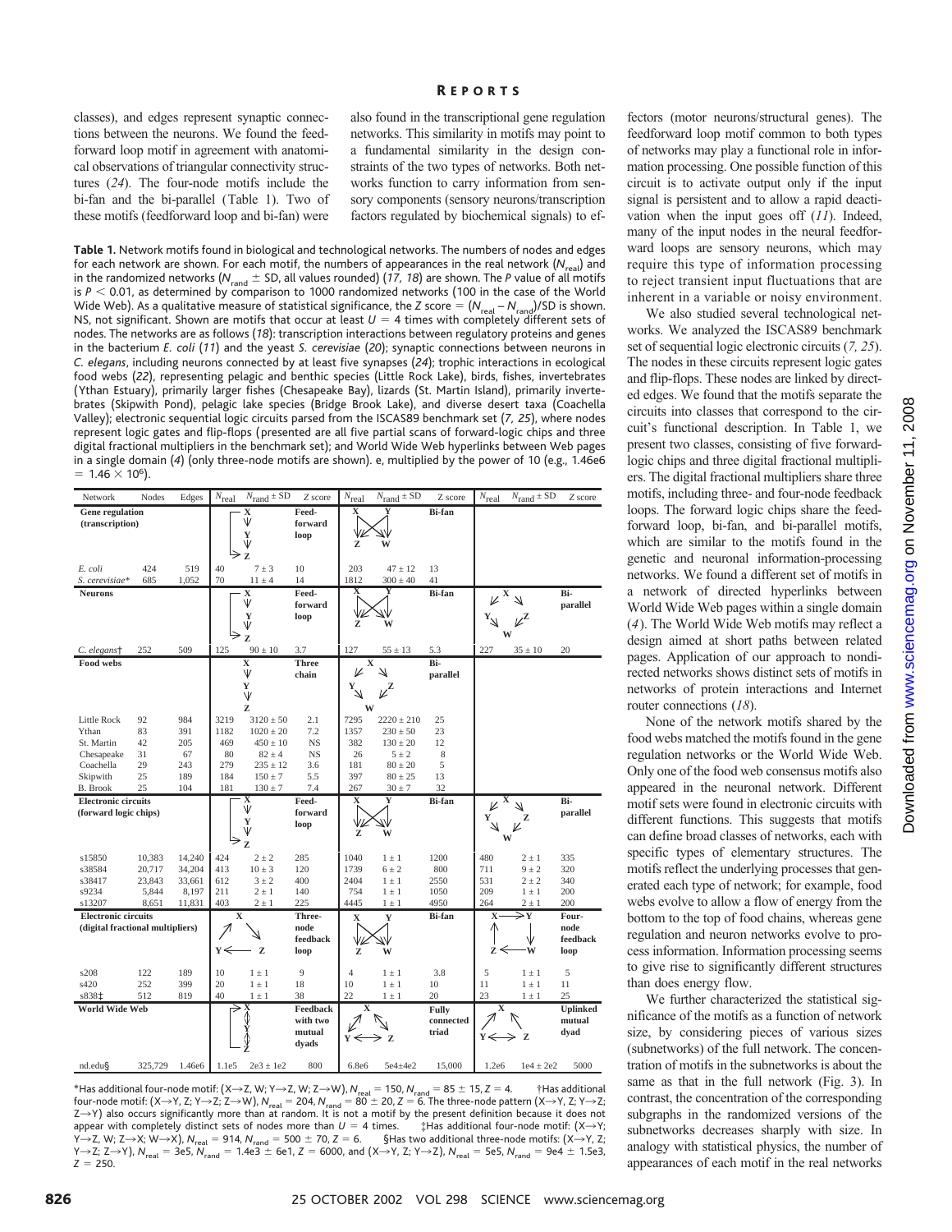classes), and edges represent synaptic connections between the neurons. We found the feedforward loop motif in agreement with anatomical observations of triangular connectivity structures (*24*). The four-node motifs include the bi-fan and the bi-parallel (Table 1). Two of these motifs (feedforward loop and bi-fan) were also found in the transcriptional gene regulation networks. This similarity in motifs may point to a fundamental similarity in the design constraints of the two types of networks. Both networks function to carry information from sensory components (sensory neurons/transcription factors regulated by biochemical signals) to effectors (motor neurons/structural genes). The feedforward loop motif common to both types of networks may play a functional role in information processing. One possible function of this circuit is to activate output only if the input signal is persistent and to allow a rapid deactivation when the input goes off (*11*). Indeed, many of the input nodes in the neural feedforward loops are sensory neurons, which may require this type of information processing to reject transient input fluctuations that are inherent in a variable or noisy environment.

We also studied several technological networks. We analyzed the ISCAS89 benchmark set of sequential logic electronic circuits (*7, 25*). The nodes in these circuits represent logic gates and flip-flops. These nodes are linked by directed edges. We found that the motifs separate the circuits into classes that correspond to the circuit's functional description. In Table 1, we present two classes, consisting of five forward-logic chips and three digital fractional multipliers. The digital fractional multipliers share three motifs, including three- and four-node feedback loops. The forward logic chips share the feedforward loop, bi-fan, and bi-parallel motifs, which are similar to the motifs found in the genetic and neuronal information-processing networks. We found a different set of motifs in a network of directed hyperlinks between World Wide Web pages within a single domain (*4*). The World Wide Web motifs may reflect a design aimed at short paths between related pages. Application of our approach to nondirected networks shows distinct sets of motifs in networks of protein interactions and Internet router connections (*18*).

None of the network motifs shared by the food webs matched the motifs found in the gene regulation networks or the World Wide Web. Only one of the food web consensus motifs also appeared in the neuronal network. Different motif sets were found in electronic circuits with different functions. This suggests that motifs can define broad classes of networks, each with specific types of elementary structures. The motifs reflect the underlying processes that generated each type of network; for example, food webs evolve to allow a flow of energy from the bottom to the top of food chains, whereas gene regulation and neuron networks evolve to process information. Information processing seems to give rise to significantly different structures than does energy flow.

We further characterized the statistical significance of the motifs as a function of network size, by considering pieces of various sizes (subnetworks) of the full network. The concentration of motifs in the subnetworks is about the same as that in the full network (Fig. 3). In contrast, the concentration of the corresponding subgraphs in the randomized versions of the subnetworks decreases sharply with size. In analogy with statistical physics, the number of appearances of each motif in the real networks

**Table 1.** Network motifs found in biological and technological networks. The numbers of nodes and edges for each network are shown. For each motif, the numbers of appearances in the real network ($N_{real}$) and in the randomized networks ($N_{rand} \pm$ SD, all values rounded) (*17, 18*) are shown. The *P* value of all motifs is $P < 0.01$, as determined by comparison to 1000 randomized networks (100 in the case of the World Wide Web). As a qualitative measure of statistical significance, the *Z* score $= (N_{real} - N_{rand})/\mathrm{SD}$ is shown. NS, not significant. Shown are motifs that occur at least $U = 4$ times with completely different sets of nodes. The networks are as follows (*18*): transcription interactions between regulatory proteins and genes in the bacterium *E. coli* (*11*) and the yeast *S. cerevisiae* (*20*); synaptic connections between neurons in *C. elegans*, including neurons connected by at least five synapses (*24*); trophic interactions in ecological food webs (*22*), representing pelagic and benthic species (Little Rock Lake), birds, fishes, invertebrates (Ythan Estuary), primarily larger fishes (Chesapeake Bay), lizards (St. Martin Island), primarily invertebrates (Skipwith Pond), pelagic lake species (Bridge Brook Lake), and diverse desert taxa (Coachella Valley); electronic sequential logic circuits parsed from the ISCAS89 benchmark set (*7, 25*), where nodes represent logic gates and flip-flops (presented are all five partial scans of forward-logic chips and three digital fractional multipliers in the benchmark set); and World Wide Web hyperlinks between Web pages in a single domain (*4*) (only three-node motifs are shown). e, multiplied by the power of 10 (e.g., 1.46e6 = $1.46 \times 10^6$).

| Network | Nodes | Edges | $N_{real}$ | $N_{rand} \pm$ SD | Z score | $N_{real}$ | $N_{rand} \pm$ SD | Z score | $N_{real}$ | $N_{rand} \pm$ SD | Z score |
|---|---|---|---|---|---|---|---|---|---|---|---|
| **Gene regulation (transcription)** | | | | X→Y→Z, X→Z | Feed-forward loop | | X→Z, X→W, Y→Z, Y→W | Bi-fan | | | |
| *E. coli* | 424 | 519 | 40 | 7 ± 3 | 10 | 203 | 47 ± 12 | 13 | | | |
| *S. cerevisiae** | 685 | 1,052 | 70 | 11 ± 4 | 14 | 1812 | 300 ± 40 | 41 | | | |
| **Neurons** | | | | X→Y→Z, X→Z | Feed-forward loop | | X→Z, X→W, Y→Z, Y→W | Bi-fan | | X→Y→W, X→Z→W | Bi-parallel |
| *C. elegans*† | 252 | 509 | 125 | 90 ± 10 | 3.7 | 127 | 55 ± 13 | 5.3 | 227 | 35 ± 10 | 20 |
| **Food webs** | | | | X→Y→Z | Three chain | | X→Y→W, X→Z→W | Bi-parallel | | | |
| Little Rock | 92 | 984 | 3219 | 3120 ± 50 | 2.1 | 7295 | 2220 ± 210 | 25 | | | |
| Ythan | 83 | 391 | 1182 | 1020 ± 20 | 7.2 | 1357 | 230 ± 50 | 23 | | | |
| St. Martin | 42 | 205 | 469 | 450 ± 10 | NS | 382 | 130 ± 20 | 12 | | | |
| Chesapeake | 31 | 67 | 80 | 82 ± 4 | NS | 26 | 5 ± 2 | 8 | | | |
| Coachella | 29 | 243 | 279 | 235 ± 12 | 3.6 | 181 | 80 ± 20 | 5 | | | |
| Skipwith | 25 | 189 | 184 | 150 ± 7 | 5.5 | 397 | 80 ± 25 | 13 | | | |
| B. Brook | 25 | 104 | 181 | 130 ± 7 | 7.4 | 267 | 30 ± 7 | 32 | | | |
| **Electronic circuits (forward logic chips)** | | | | X→Y→Z, X→Z | Feed-forward loop | | X→Z, X→W, Y→Z, Y→W | Bi-fan | | X→Y→W, X→Z→W | Bi-parallel |
| s15850 | 10,383 | 14,240 | 424 | 2 ± 2 | 285 | 1040 | 1 ± 1 | 1200 | 480 | 2 ± 1 | 335 |
| s38584 | 20,717 | 34,204 | 413 | 10 ± 3 | 120 | 1739 | 6 ± 2 | 800 | 711 | 9 ± 2 | 320 |
| s38417 | 23,843 | 33,661 | 612 | 3 ± 2 | 400 | 2404 | 1 ± 1 | 2550 | 531 | 2 ± 2 | 340 |
| s9234 | 5,844 | 8,197 | 211 | 2 ± 1 | 140 | 754 | 1 ± 1 | 1050 | 209 | 1 ± 1 | 200 |
| s13207 | 8,651 | 11,831 | 403 | 2 ± 1 | 225 | 4445 | 1 ± 1 | 4950 | 264 | 2 ± 1 | 200 |
| **Electronic circuits (digital fractional multipliers)** | | | | X→Z→Y→X | Three-node feedback loop | | X→Z, X→W, Y→Z, Y→W | Bi-fan | | X→Y→W→Z→X | Four-node feedback loop |
| s208 | 122 | 189 | 10 | 1 ± 1 | 9 | 4 | 1 ± 1 | 3.8 | 5 | 1 ± 1 | 5 |
| s420 | 252 | 399 | 20 | 1 ± 1 | 18 | 10 | 1 ± 1 | 10 | 11 | 1 ± 1 | 11 |
| s838‡ | 512 | 819 | 40 | 1 ± 1 | 38 | 22 | 1 ± 1 | 20 | 23 | 1 ± 1 | 25 |
| **World Wide Web** | | | | X↔Y↔Z, Z→X | Feedback with two mutual dyads | | X↔Y↔Z↔X | Fully connected triad | | Y↔Z, Y→X, Z→X | Uplinked mutual dyad |
| nd.edu§ | 325,729 | 1.46e6 | 1.1e5 | 2e3 ± 1e2 | 800 | 6.8e6 | 5e4±4e2 | 15,000 | 1.2e6 | 1e4 ± 2e2 | 5000 |

*Has additional four-node motif: (X→Z, W; Y→Z, W; Z→W), $N_{real}$ = 150, $N_{rand}$ = 85 ± 15, *Z* = 4. †Has additional four-node motif: (X→Y, Z; Y→Z; Z→W), $N_{real}$ = 204, $N_{rand}$ = 80 ± 20, *Z* = 6. The three-node pattern (X→Y, Z; Y→Z; Z→Y) also occurs significantly more than at random. It is not a motif by the present definition because it does not appear with completely distinct sets of nodes more than *U* = 4 times. ‡Has additional four-node motif: (X→Y; Y→Z, W; Z→X; W→X), $N_{real}$ = 914, $N_{rand}$ = 500 ± 70, *Z* = 6. §Has two additional three-node motifs: (X→Y, Z; Y→Z; Z→Y), $N_{real}$ = 3e5, $N_{rand}$ = 1.4e3 ± 6e1, *Z* = 6000, and (X→Y, Z; Y→Z), $N_{real}$ = 5e5, $N_{rand}$ = 9e4 ± 1.5e3, *Z* = 250.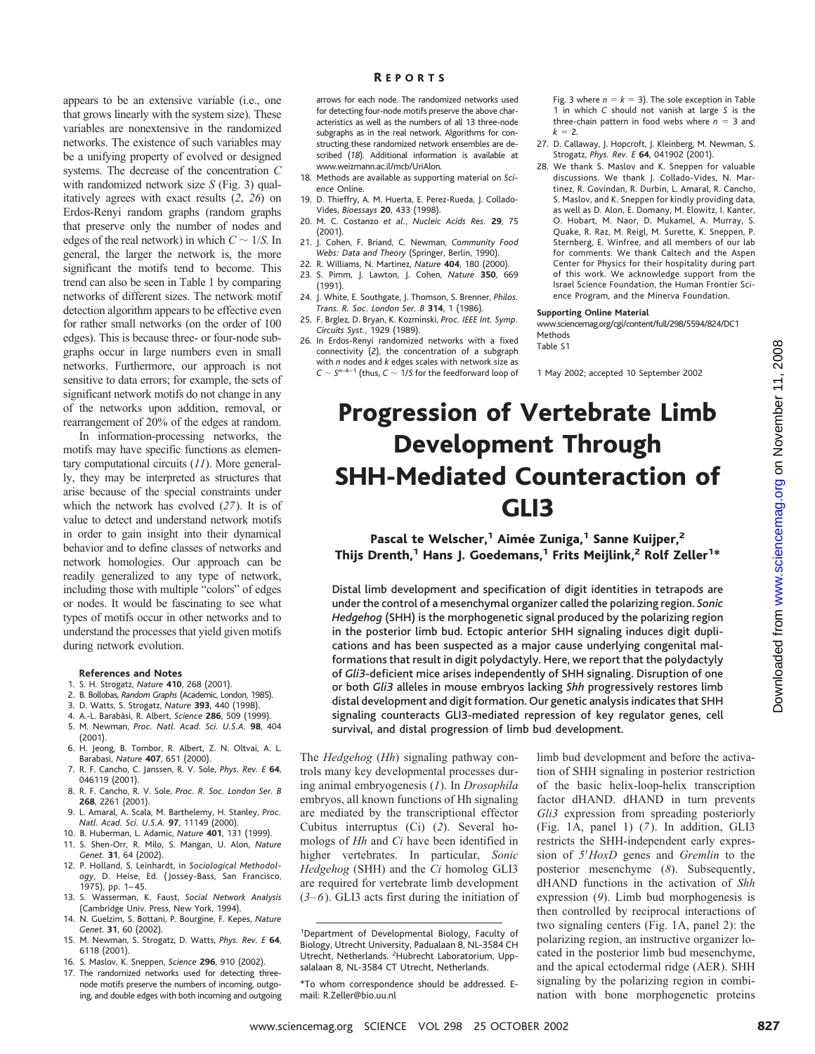appears to be an extensive variable (i.e., one that grows linearly with the system size). These variables are nonextensive in the randomized networks. The existence of such variables may be a unifying property of evolved or designed systems. The decrease of the concentration $C$ with randomized network size $S$ (Fig. 3) qualitatively agrees with exact results (*2*, *26*) on Erdos-Renyi random graphs (random graphs that preserve only the number of nodes and edges of the real network) in which $C \sim 1/S$. In general, the larger the network is, the more significant the motifs tend to become. This trend can also be seen in Table 1 by comparing networks of different sizes. The network motif detection algorithm appears to be effective even for rather small networks (on the order of 100 edges). This is because three- or four-node subgraphs occur in large numbers even in small networks. Furthermore, our approach is not sensitive to data errors; for example, the sets of significant network motifs do not change in any of the networks upon addition, removal, or rearrangement of 20% of the edges at random.

In information-processing networks, the motifs may have specific functions as elementary computational circuits (*11*). More generally, they may be interpreted as structures that arise because of the special constraints under which the network has evolved (*27*). It is of value to detect and understand network motifs in order to gain insight into their dynamical behavior and to define classes of networks and network homologies. Our approach can be readily generalized to any type of network, including those with multiple "colors" of edges or nodes. It would be fascinating to see what types of motifs occur in other networks and to understand the processes that yield given motifs during network evolution.

### References and Notes

1. S. H. Strogatz, *Nature* **410**, 268 (2001).
2. B. Bollobas, *Random Graphs* (Academic, London, 1985).
3. D. Watts, S. Strogatz, *Nature* **393**, 440 (1998).
4. A.-L. Barabási, R. Albert, *Science* **286**, 509 (1999).
5. M. Newman, *Proc. Natl. Acad. Sci. U.S.A.* **98**, 404 (2001).
6. H. Jeong, B. Tombor, R. Albert, Z. N. Oltvai, A. L. Barabasi, *Nature* **407**, 651 (2000).
7. R. F. Cancho, C. Janssen, R. V. Sole, *Phys. Rev. E* **64**, 046119 (2001).
8. R. F. Cancho, R. V. Sole, *Proc. R. Soc. London Ser. B* **268**, 2261 (2001).
9. L. Amaral, A. Scala, M. Barthelemy, H. Stanley, *Proc. Natl. Acad. Sci. U.S.A.* **97**, 11149 (2000).
10. B. Huberman, L. Adamic, *Nature* **401**, 131 (1999).
11. S. Shen-Orr, R. Milo, S. Mangan, U. Alon, *Nature Genet.* **31**, 64 (2002).
12. P. Holland, S. Leinhardt, in *Sociological Methodology*, D. Heise, Ed. (Jossey-Bass, San Francisco, 1975), pp. 1–45.
13. S. Wasserman, K. Faust, *Social Network Analysis* (Cambridge Univ. Press, New York, 1994).
14. N. Guelzim, S. Bottani, P. Bourgine, F. Kepes, *Nature Genet.* **31**, 60 (2002).
15. M. Newman, S. Strogatz, D. Watts, *Phys. Rev. E* **64**, 6118 (2001).
16. S. Maslov, K. Sneppen, *Science* **296**, 910 (2002).
17. The randomized networks used for detecting three-node motifs preserve the numbers of incoming, outgoing, and double edges with both incoming and outgoing arrows for each node. The randomized networks used for detecting four-node motifs preserve the above characteristics as well as the numbers of all 13 three-node subgraphs as in the real network. Algorithms for constructing these randomized network ensembles are described (*18*). Additional information is available at www.weizmann.ac.il/mcb/UriAlon.
18. Methods are available as supporting material on *Science* Online.
19. D. Thieffry, A. M. Huerta, E. Perez-Rueda, J. Collado-Vides, *Bioessays* **20**, 433 (1998).
20. M. C. Costanzo *et al.*, *Nucleic Acids Res.* **29**, 75 (2001).
21. J. Cohen, F. Briand, C. Newman, *Community Food Webs: Data and Theory* (Springer, Berlin, 1990).
22. R. Williams, N. Martinez, *Nature* **404**, 180 (2000).
23. S. Pimm, J. Lawton, J. Cohen, *Nature* **350**, 669 (1991).
24. J. White, E. Southgate, J. Thomson, S. Brenner, *Philos. Trans. R. Soc. London Ser. B* **314**, 1 (1986).
25. F. Brglez, D. Bryan, K. Kozminski, *Proc. IEEE Int. Symp. Circuits Syst.*, 1929 (1989).
26. In Erdos-Renyi randomized networks with a fixed connectivity (*2*), the concentration of a subgraph with $n$ nodes and $k$ edges scales with network size as $C \sim S^{n-k-1}$ (thus, $C \sim 1/S$ for the feedforward loop of Fig. 3 where $n = k = 3$). The sole exception in Table 1 in which $C$ should not vanish at large $S$ is the three-chain pattern in food webs where $n = 3$ and $k = 2$.
27. D. Callaway, J. Hopcroft, J. Kleinberg, M. Newman, S. Strogatz, *Phys. Rev. E* **64**, 041902 (2001).
28. We thank S. Maslov and K. Sneppen for valuable discussions. We thank J. Collado-Vides, N. Martinez, R. Govindan, R. Durbin, L. Amaral, R. Cancho, S. Maslov, and K. Sneppen for kindly providing data, as well as D. Alon, E. Domany, M. Elowitz, I. Kanter, O. Hobart, M. Naor, D. Mukamel, A. Murray, S. Quake, R. Raz, M. Reigl, M. Surette, K. Sneppen, P. Sternberg, E. Winfree, and all members of our lab for comments. We thank Caltech and the Aspen Center for Physics for their hospitality during part of this work. We acknowledge support from the Israel Science Foundation, the Human Frontier Science Program, and the Minerva Foundation.

**Supporting Online Material**
www.sciencemag.org/cgi/content/full/298/5594/824/DC1
Methods
Table S1

1 May 2002; accepted 10 September 2002

# Progression of Vertebrate Limb Development Through SHH-Mediated Counteraction of GLI3

**Pascal te Welscher,[1] Aimée Zuniga,[1] Sanne Kuijper,[2] Thijs Drenth,[1] Hans J. Goedemans,[1] Frits Meijlink,[2] Rolf Zeller[1]***

Distal limb development and specification of digit identities in tetrapods are under the control of a mesenchymal organizer called the polarizing region. *Sonic Hedgehog* (SHH) is the morphogenetic signal produced by the polarizing region in the posterior limb bud. Ectopic anterior SHH signaling induces digit duplications and has been suspected as a major cause underlying congenital malformations that result in digit polydactyly. Here, we report that the polydactyly of *Gli3*-deficient mice arises independently of SHH signaling. Disruption of one or both *Gli3* alleles in mouse embryos lacking *Shh* progressively restores limb distal development and digit formation. Our genetic analysis indicates that SHH signaling counteracts GLI3-mediated repression of key regulator genes, cell survival, and distal progression of limb bud development.

The *Hedgehog* (*Hh*) signaling pathway controls many key developmental processes during animal embryogenesis (*1*). In *Drosophila* embryos, all known functions of Hh signaling are mediated by the transcriptional effector Cubitus interruptus (Ci) (*2*). Several homologs of *Hh* and *Ci* have been identified in higher vertebrates. In particular, *Sonic Hedgehog* (SHH) and the *Ci* homolog GLI3 are required for vertebrate limb development (*3*–*6*). GLI3 acts first during the initiation of limb bud development and before the activation of SHH signaling in posterior restriction of the basic helix-loop-helix transcription factor dHAND. dHAND in turn prevents *Gli3* expression from spreading posteriorly (Fig. 1A, panel 1) (*7*). In addition, GLI3 restricts the SHH-independent early expression of *5′HoxD* genes and *Gremlin* to the posterior mesenchyme (*8*). Subsequently, dHAND functions in the activation of *Shh* expression (*9*). Limb bud morphogenesis is then controlled by reciprocal interactions of two signaling centers (Fig. 1A, panel 2): the polarizing region, an instructive organizer located in the posterior limb bud mesenchyme, and the apical ectodermal ridge (AER). SHH signaling by the polarizing region in combination with bone morphogenetic proteins

[1]Department of Developmental Biology, Faculty of Biology, Utrecht University, Padualaan 8, NL-3584 CH Utrecht, Netherlands. [2]Hubrecht Laboratorium, Uppsalalaan 8, NL-3584 CT Utrecht, Netherlands.

*To whom correspondence should be addressed. E-mail: R.Zeller@bio.uu.nl